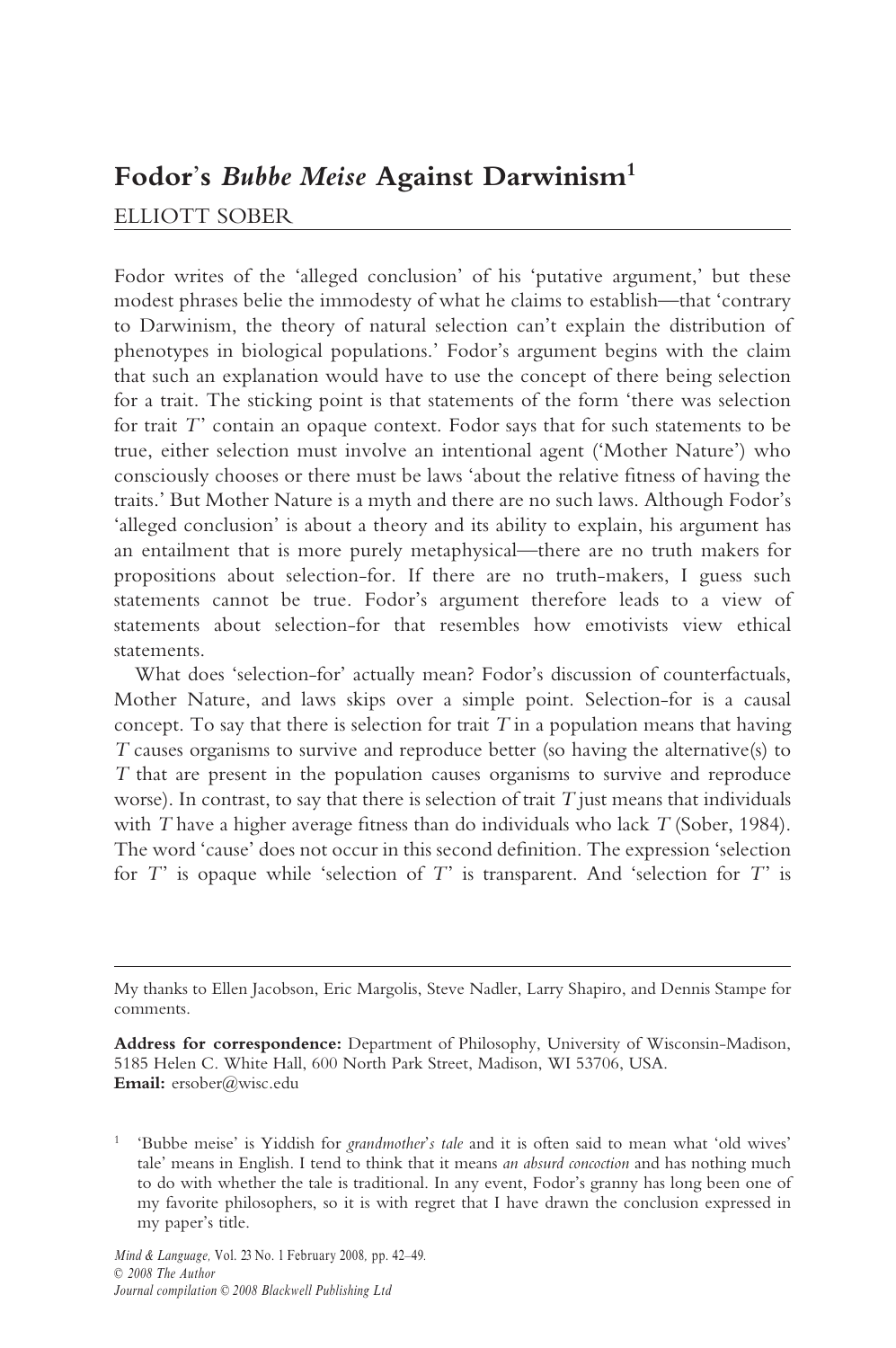# Fodor's *Bubbe Meise* Against Darwinism[1]

ELLIOTT SOBER

Fodor writes of the 'alleged conclusion' of his 'putative argument,' but these modest phrases belie the immodesty of what he claims to establish—that 'contrary to Darwinism, the theory of natural selection can't explain the distribution of phenotypes in biological populations.' Fodor's argument begins with the claim that such an explanation would have to use the concept of there being selection for a trait. The sticking point is that statements of the form 'there was selection for trait *T*' contain an opaque context. Fodor says that for such statements to be true, either selection must involve an intentional agent ('Mother Nature') who consciously chooses or there must be laws 'about the relative fitness of having the traits.' But Mother Nature is a myth and there are no such laws. Although Fodor's 'alleged conclusion' is about a theory and its ability to explain, his argument has an entailment that is more purely metaphysical—there are no truth makers for propositions about selection-for. If there are no truth-makers, I guess such statements cannot be true. Fodor's argument therefore leads to a view of statements about selection-for that resembles how emotivists view ethical statements.

What does 'selection-for' actually mean? Fodor's discussion of counterfactuals, Mother Nature, and laws skips over a simple point. Selection-for is a causal concept. To say that there is selection for trait *T* in a population means that having *T* causes organisms to survive and reproduce better (so having the alternative(s) to *T* that are present in the population causes organisms to survive and reproduce worse). In contrast, to say that there is selection of trait *T* just means that individuals with *T* have a higher average fitness than do individuals who lack *T* (Sober, 1984). The word 'cause' does not occur in this second definition. The expression 'selection for *T*' is opaque while 'selection of *T*' is transparent. And 'selection for *T*' is

---

My thanks to Ellen Jacobson, Eric Margolis, Steve Nadler, Larry Shapiro, and Dennis Stampe for comments.

**Address for correspondence:** Department of Philosophy, University of Wisconsin-Madison, 5185 Helen C. White Hall, 600 North Park Street, Madison, WI 53706, USA.
**Email:** ersober@wisc.edu

[1] 'Bubbe meise' is Yiddish for *grandmother's tale* and it is often said to mean what 'old wives' tale' means in English. I tend to think that it means *an absurd concoction* and has nothing much to do with whether the tale is traditional. In any event, Fodor's granny has long been one of my favorite philosophers, so it is with regret that I have drawn the conclusion expressed in my paper's title.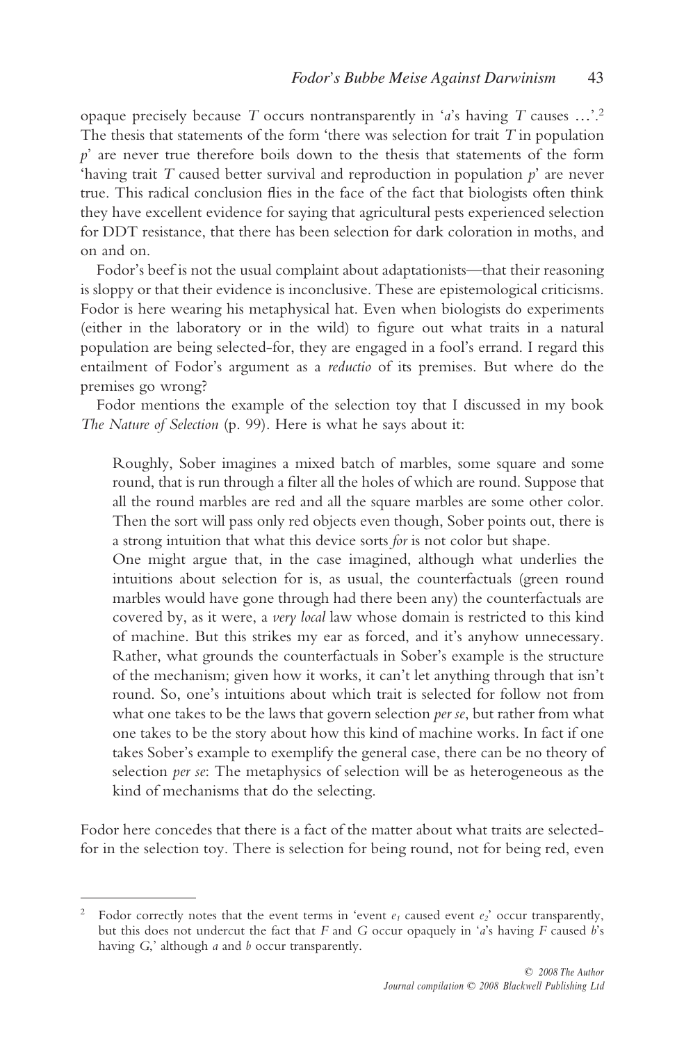opaque precisely because *T* occurs nontransparently in '*a*'s having *T* causes …'.[2] The thesis that statements of the form 'there was selection for trait *T* in population *p*' are never true therefore boils down to the thesis that statements of the form 'having trait *T* caused better survival and reproduction in population *p*' are never true. This radical conclusion flies in the face of the fact that biologists often think they have excellent evidence for saying that agricultural pests experienced selection for DDT resistance, that there has been selection for dark coloration in moths, and on and on.

Fodor's beef is not the usual complaint about adaptationists—that their reasoning is sloppy or that their evidence is inconclusive. These are epistemological criticisms. Fodor is here wearing his metaphysical hat. Even when biologists do experiments (either in the laboratory or in the wild) to figure out what traits in a natural population are being selected-for, they are engaged in a fool's errand. I regard this entailment of Fodor's argument as a *reductio* of its premises. But where do the premises go wrong?

Fodor mentions the example of the selection toy that I discussed in my book *The Nature of Selection* (p. 99). Here is what he says about it:

> Roughly, Sober imagines a mixed batch of marbles, some square and some round, that is run through a filter all the holes of which are round. Suppose that all the round marbles are red and all the square marbles are some other color. Then the sort will pass only red objects even though, Sober points out, there is a strong intuition that what this device sorts *for* is not color but shape.
>
> One might argue that, in the case imagined, although what underlies the intuitions about selection for is, as usual, the counterfactuals (green round marbles would have gone through had there been any) the counterfactuals are covered by, as it were, a *very local* law whose domain is restricted to this kind of machine. But this strikes my ear as forced, and it's anyhow unnecessary. Rather, what grounds the counterfactuals in Sober's example is the structure of the mechanism; given how it works, it can't let anything through that isn't round. So, one's intuitions about which trait is selected for follow not from what one takes to be the laws that govern selection *per se*, but rather from what one takes to be the story about how this kind of machine works. In fact if one takes Sober's example to exemplify the general case, there can be no theory of selection *per se*: The metaphysics of selection will be as heterogeneous as the kind of mechanisms that do the selecting.

Fodor here concedes that there is a fact of the matter about what traits are selected-for in the selection toy. There is selection for being round, not for being red, even

---

[2] Fodor correctly notes that the event terms in 'event $e_1$ caused event $e_2$' occur transparently, but this does not undercut the fact that *F* and *G* occur opaquely in '*a*'s having *F* caused *b*'s having *G*,' although *a* and *b* occur transparently.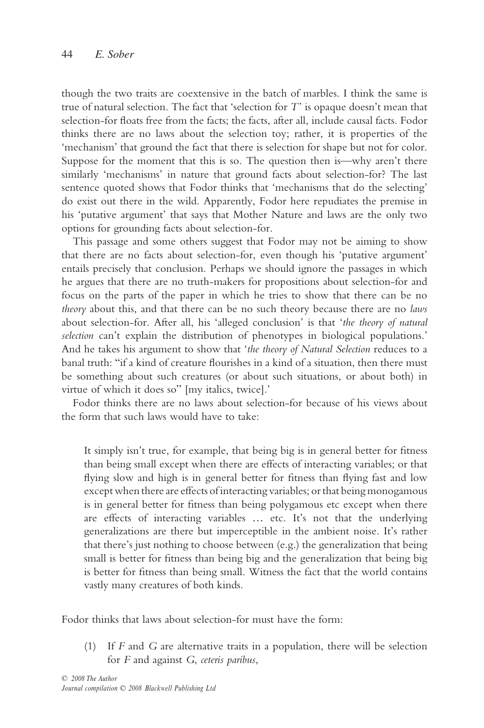though the two traits are coextensive in the batch of marbles. I think the same is true of natural selection. The fact that 'selection for $T$' is opaque doesn't mean that selection-for floats free from the facts; the facts, after all, include causal facts. Fodor thinks there are no laws about the selection toy; rather, it is properties of the 'mechanism' that ground the fact that there is selection for shape but not for color. Suppose for the moment that this is so. The question then is—why aren't there similarly 'mechanisms' in nature that ground facts about selection-for? The last sentence quoted shows that Fodor thinks that 'mechanisms that do the selecting' do exist out there in the wild. Apparently, Fodor here repudiates the premise in his 'putative argument' that says that Mother Nature and laws are the only two options for grounding facts about selection-for.

This passage and some others suggest that Fodor may not be aiming to show that there are no facts about selection-for, even though his 'putative argument' entails precisely that conclusion. Perhaps we should ignore the passages in which he argues that there are no truth-makers for propositions about selection-for and focus on the parts of the paper in which he tries to show that there can be no *theory* about this, and that there can be no such theory because there are no *laws* about selection-for. After all, his 'alleged conclusion' is that '*the theory of natural selection* can't explain the distribution of phenotypes in biological populations.' And he takes his argument to show that '*the theory of Natural Selection* reduces to a banal truth: "if a kind of creature flourishes in a kind of a situation, then there must be something about such creatures (or about such situations, or about both) in virtue of which it does so" [my italics, twice].'

Fodor thinks there are no laws about selection-for because of his views about the form that such laws would have to take:

> It simply isn't true, for example, that being big is in general better for fitness than being small except when there are effects of interacting variables; or that flying slow and high is in general better for fitness than flying fast and low except when there are effects of interacting variables; or that being monogamous is in general better for fitness than being polygamous etc except when there are effects of interacting variables … etc. It's not that the underlying generalizations are there but imperceptible in the ambient noise. It's rather that there's just nothing to choose between (e.g.) the generalization that being small is better for fitness than being big and the generalization that being big is better for fitness than being small. Witness the fact that the world contains vastly many creatures of both kinds.

Fodor thinks that laws about selection-for must have the form:

(1) If $F$ and $G$ are alternative traits in a population, there will be selection for $F$ and against $G$, *ceteris paribus*,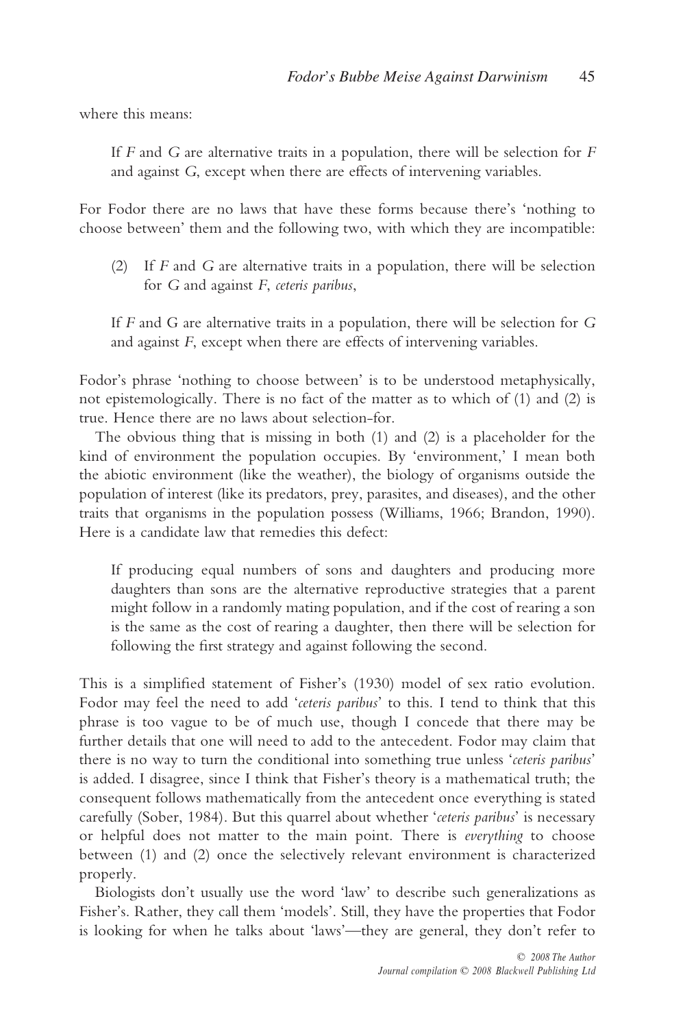where this means:

> If *F* and *G* are alternative traits in a population, there will be selection for *F* and against *G*, except when there are effects of intervening variables.

For Fodor there are no laws that have these forms because there's 'nothing to choose between' them and the following two, with which they are incompatible:

> (2) If *F* and *G* are alternative traits in a population, there will be selection for *G* and against *F*, *ceteris paribus*,
>
> If *F* and G are alternative traits in a population, there will be selection for *G* and against *F*, except when there are effects of intervening variables.

Fodor's phrase 'nothing to choose between' is to be understood metaphysically, not epistemologically. There is no fact of the matter as to which of (1) and (2) is true. Hence there are no laws about selection-for.

The obvious thing that is missing in both (1) and (2) is a placeholder for the kind of environment the population occupies. By 'environment,' I mean both the abiotic environment (like the weather), the biology of organisms outside the population of interest (like its predators, prey, parasites, and diseases), and the other traits that organisms in the population possess (Williams, 1966; Brandon, 1990). Here is a candidate law that remedies this defect:

> If producing equal numbers of sons and daughters and producing more daughters than sons are the alternative reproductive strategies that a parent might follow in a randomly mating population, and if the cost of rearing a son is the same as the cost of rearing a daughter, then there will be selection for following the first strategy and against following the second.

This is a simplified statement of Fisher's (1930) model of sex ratio evolution. Fodor may feel the need to add '*ceteris paribus*' to this. I tend to think that this phrase is too vague to be of much use, though I concede that there may be further details that one will need to add to the antecedent. Fodor may claim that there is no way to turn the conditional into something true unless '*ceteris paribus*' is added. I disagree, since I think that Fisher's theory is a mathematical truth; the consequent follows mathematically from the antecedent once everything is stated carefully (Sober, 1984). But this quarrel about whether '*ceteris paribus*' is necessary or helpful does not matter to the main point. There is *everything* to choose between (1) and (2) once the selectively relevant environment is characterized properly.

Biologists don't usually use the word 'law' to describe such generalizations as Fisher's. Rather, they call them 'models'. Still, they have the properties that Fodor is looking for when he talks about 'laws'—they are general, they don't refer to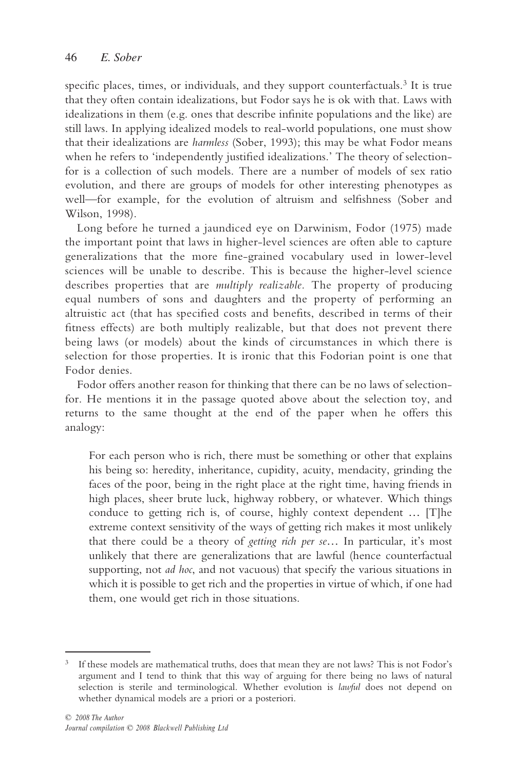specific places, times, or individuals, and they support counterfactuals.[3] It is true that they often contain idealizations, but Fodor says he is ok with that. Laws with idealizations in them (e.g. ones that describe infinite populations and the like) are still laws. In applying idealized models to real-world populations, one must show that their idealizations are *harmless* (Sober, 1993); this may be what Fodor means when he refers to 'independently justified idealizations.' The theory of selection-for is a collection of such models. There are a number of models of sex ratio evolution, and there are groups of models for other interesting phenotypes as well—for example, for the evolution of altruism and selfishness (Sober and Wilson, 1998).

Long before he turned a jaundiced eye on Darwinism, Fodor (1975) made the important point that laws in higher-level sciences are often able to capture generalizations that the more fine-grained vocabulary used in lower-level sciences will be unable to describe. This is because the higher-level science describes properties that are *multiply realizable.* The property of producing equal numbers of sons and daughters and the property of performing an altruistic act (that has specified costs and benefits, described in terms of their fitness effects) are both multiply realizable, but that does not prevent there being laws (or models) about the kinds of circumstances in which there is selection for those properties. It is ironic that this Fodorian point is one that Fodor denies.

Fodor offers another reason for thinking that there can be no laws of selection-for. He mentions it in the passage quoted above about the selection toy, and returns to the same thought at the end of the paper when he offers this analogy:

> For each person who is rich, there must be something or other that explains his being so: heredity, inheritance, cupidity, acuity, mendacity, grinding the faces of the poor, being in the right place at the right time, having friends in high places, sheer brute luck, highway robbery, or whatever. Which things conduce to getting rich is, of course, highly context dependent … [T]he extreme context sensitivity of the ways of getting rich makes it most unlikely that there could be a theory of *getting rich per se*… In particular, it's most unlikely that there are generalizations that are lawful (hence counterfactual supporting, not *ad hoc*, and not vacuous) that specify the various situations in which it is possible to get rich and the properties in virtue of which, if one had them, one would get rich in those situations.

---

[3] If these models are mathematical truths, does that mean they are not laws? This is not Fodor's argument and I tend to think that this way of arguing for there being no laws of natural selection is sterile and terminological. Whether evolution is *lawful* does not depend on whether dynamical models are a priori or a posteriori.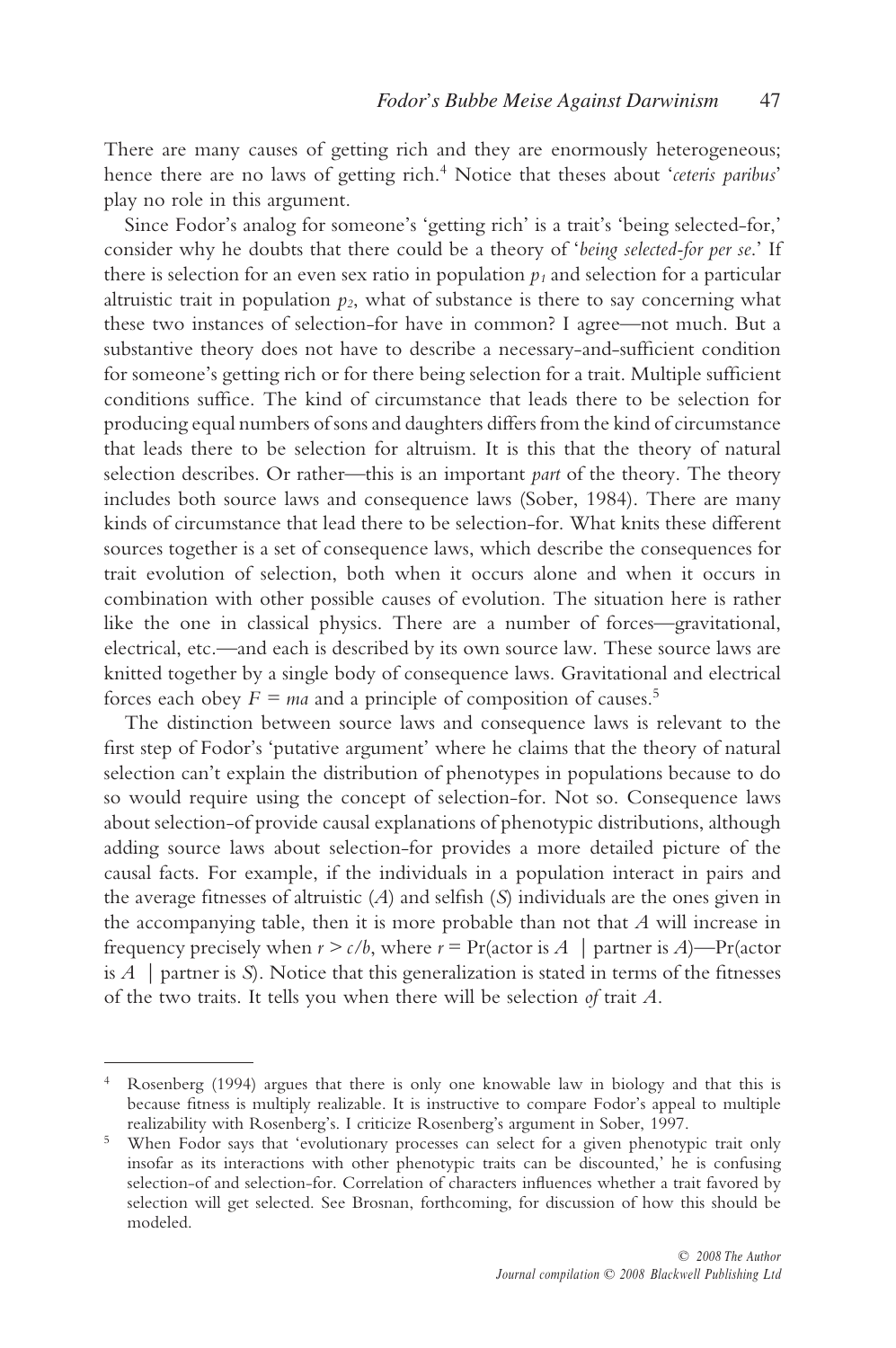There are many causes of getting rich and they are enormously heterogeneous; hence there are no laws of getting rich.[4] Notice that theses about '*ceteris paribus*' play no role in this argument.

Since Fodor's analog for someone's 'getting rich' is a trait's 'being selected-for,' consider why he doubts that there could be a theory of '*being selected-for per se*.' If there is selection for an even sex ratio in population $p_1$ and selection for a particular altruistic trait in population $p_2$, what of substance is there to say concerning what these two instances of selection-for have in common? I agree—not much. But a substantive theory does not have to describe a necessary-and-sufficient condition for someone's getting rich or for there being selection for a trait. Multiple sufficient conditions suffice. The kind of circumstance that leads there to be selection for producing equal numbers of sons and daughters differs from the kind of circumstance that leads there to be selection for altruism. It is this that the theory of natural selection describes. Or rather—this is an important *part* of the theory. The theory includes both source laws and consequence laws (Sober, 1984). There are many kinds of circumstance that lead there to be selection-for. What knits these different sources together is a set of consequence laws, which describe the consequences for trait evolution of selection, both when it occurs alone and when it occurs in combination with other possible causes of evolution. The situation here is rather like the one in classical physics. There are a number of forces—gravitational, electrical, etc.—and each is described by its own source law. These source laws are knitted together by a single body of consequence laws. Gravitational and electrical forces each obey $F = ma$ and a principle of composition of causes.[5]

The distinction between source laws and consequence laws is relevant to the first step of Fodor's 'putative argument' where he claims that the theory of natural selection can't explain the distribution of phenotypes in populations because to do so would require using the concept of selection-for. Not so. Consequence laws about selection-of provide causal explanations of phenotypic distributions, although adding source laws about selection-for provides a more detailed picture of the causal facts. For example, if the individuals in a population interact in pairs and the average fitnesses of altruistic ($A$) and selfish ($S$) individuals are the ones given in the accompanying table, then it is more probable than not that $A$ will increase in frequency precisely when $r > c/b$, where $r = \Pr(\text{actor is } A \mid \text{partner is } A) - \Pr(\text{actor is } A \mid \text{partner is } S)$. Notice that this generalization is stated in terms of the fitnesses of the two traits. It tells you when there will be selection *of* trait $A$.

---

[4] Rosenberg (1994) argues that there is only one knowable law in biology and that this is because fitness is multiply realizable. It is instructive to compare Fodor's appeal to multiple realizability with Rosenberg's. I criticize Rosenberg's argument in Sober, 1997.

[5] When Fodor says that 'evolutionary processes can select for a given phenotypic trait only insofar as its interactions with other phenotypic traits can be discounted,' he is confusing selection-of and selection-for. Correlation of characters influences whether a trait favored by selection will get selected. See Brosnan, forthcoming, for discussion of how this should be modeled.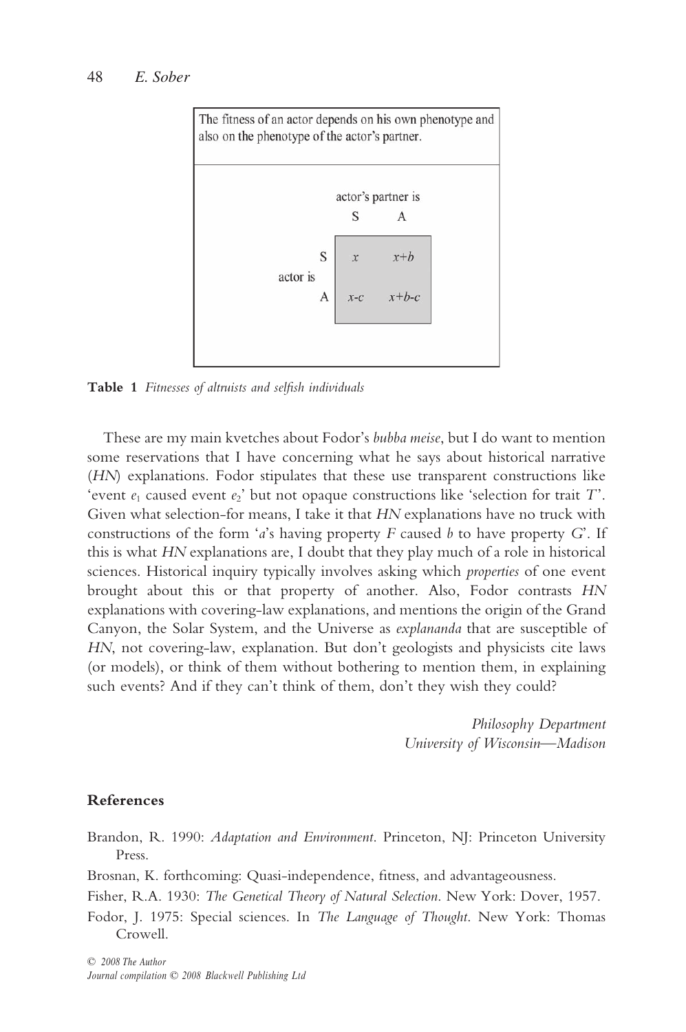The fitness of an actor depends on his own phenotype and also on the phenotype of the actor's partner.

| | | actor's partner is S | actor's partner is A |
|---|---|---|---|
| actor is | S | $x$ | $x+b$ |
| | A | $x-c$ | $x+b-c$ |

**Table 1** *Fitnesses of altruists and selfish individuals*

These are my main kvetches about Fodor's *bubba meise*, but I do want to mention some reservations that I have concerning what he says about historical narrative (*HN*) explanations. Fodor stipulates that these use transparent constructions like 'event $e_1$ caused event $e_2$' but not opaque constructions like 'selection for trait *T*'. Given what selection-for means, I take it that *HN* explanations have no truck with constructions of the form '*a*'s having property *F* caused *b* to have property *G*'. If this is what *HN* explanations are, I doubt that they play much of a role in historical sciences. Historical inquiry typically involves asking which *properties* of one event brought about this or that property of another. Also, Fodor contrasts *HN* explanations with covering-law explanations, and mentions the origin of the Grand Canyon, the Solar System, and the Universe as *explananda* that are susceptible of *HN*, not covering-law, explanation. But don't geologists and physicists cite laws (or models), or think of them without bothering to mention them, in explaining such events? And if they can't think of them, don't they wish they could?

*Philosophy Department*
*University of Wisconsin—Madison*

## References

Brandon, R. 1990: *Adaptation and Environment*. Princeton, NJ: Princeton University Press.

Brosnan, K. forthcoming: Quasi-independence, fitness, and advantageousness.

Fisher, R.A. 1930: *The Genetical Theory of Natural Selection*. New York: Dover, 1957.

Fodor, J. 1975: Special sciences. In *The Language of Thought*. New York: Thomas Crowell.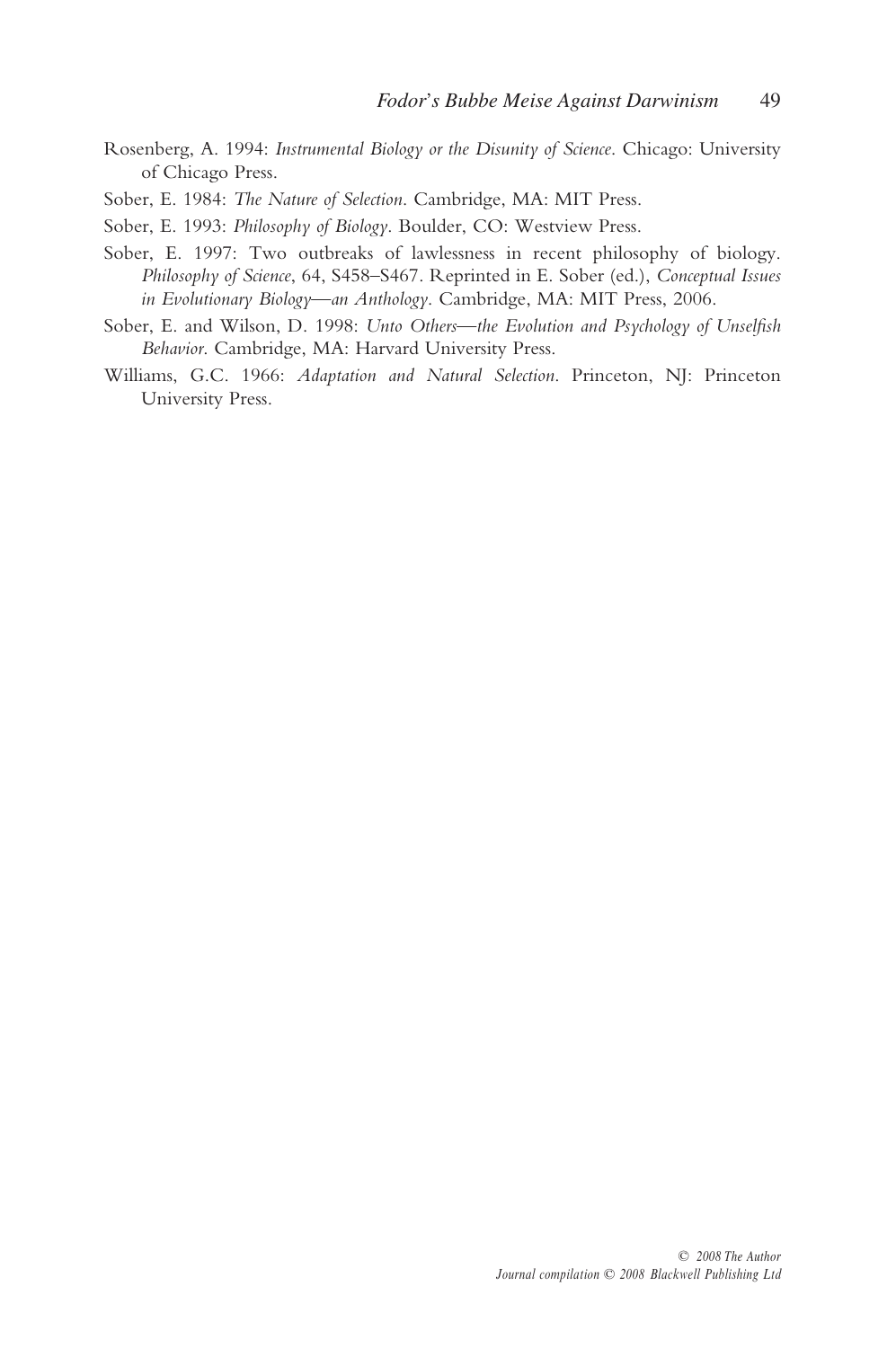Rosenberg, A. 1994: *Instrumental Biology or the Disunity of Science*. Chicago: University of Chicago Press.

Sober, E. 1984: *The Nature of Selection*. Cambridge, MA: MIT Press.

Sober, E. 1993: *Philosophy of Biology*. Boulder, CO: Westview Press.

Sober, E. 1997: Two outbreaks of lawlessness in recent philosophy of biology. *Philosophy of Science*, 64, S458–S467. Reprinted in E. Sober (ed.), *Conceptual Issues in Evolutionary Biology—an Anthology*. Cambridge, MA: MIT Press, 2006.

Sober, E. and Wilson, D. 1998: *Unto Others—the Evolution and Psychology of Unselfish Behavior*. Cambridge, MA: Harvard University Press.

Williams, G.C. 1966: *Adaptation and Natural Selection*. Princeton, NJ: Princeton University Press.